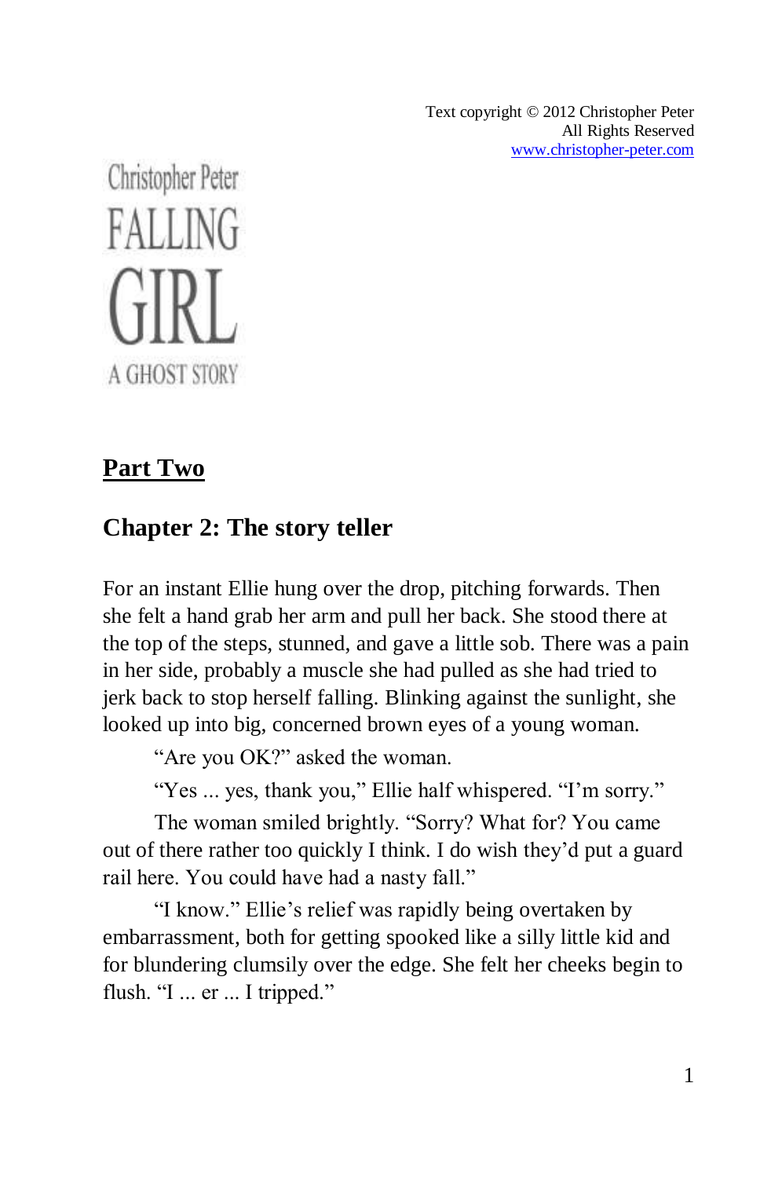Text copyright © 2012 Christopher Peter
All Rights Reserved
www.christopher-peter.com

Christopher Peter

# FALLING GIRL

A GHOST STORY

## Part Two

### Chapter 2: The story teller

For an instant Ellie hung over the drop, pitching forwards. Then she felt a hand grab her arm and pull her back. She stood there at the top of the steps, stunned, and gave a little sob. There was a pain in her side, probably a muscle she had pulled as she had tried to jerk back to stop herself falling. Blinking against the sunlight, she looked up into big, concerned brown eyes of a young woman.

"Are you OK?" asked the woman.

"Yes ... yes, thank you," Ellie half whispered. "I'm sorry."

The woman smiled brightly. "Sorry? What for? You came out of there rather too quickly I think. I do wish they'd put a guard rail here. You could have had a nasty fall."

"I know." Ellie's relief was rapidly being overtaken by embarrassment, both for getting spooked like a silly little kid and for blundering clumsily over the edge. She felt her cheeks begin to flush. "I ... er ... I tripped."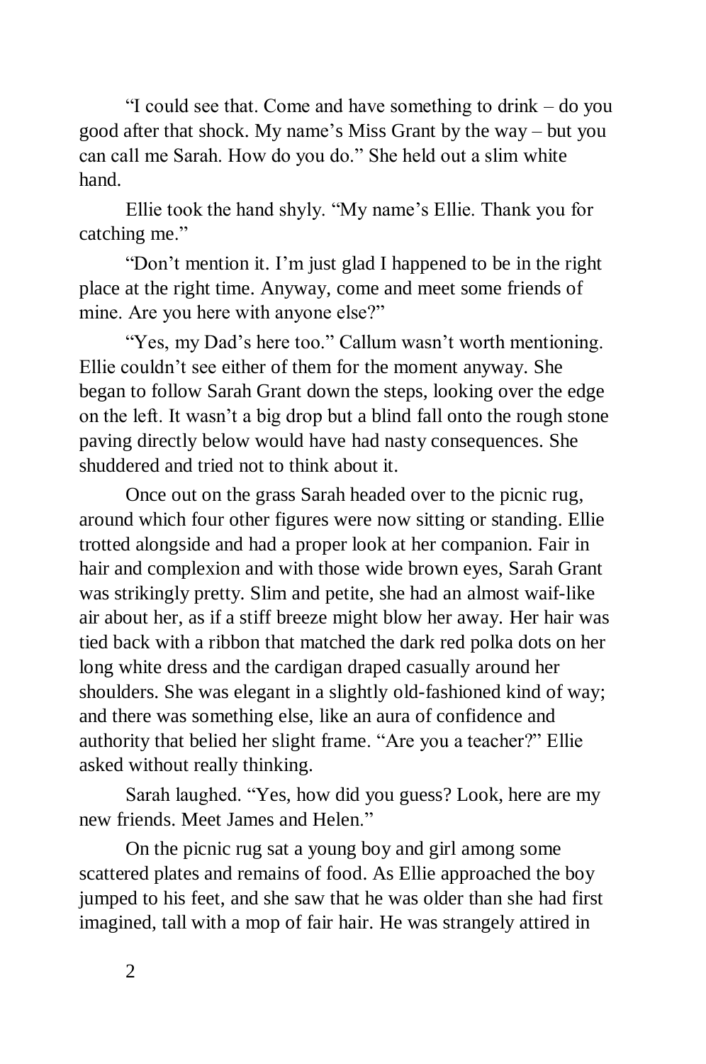"I could see that. Come and have something to drink – do you good after that shock. My name's Miss Grant by the way – but you can call me Sarah. How do you do." She held out a slim white hand.

Ellie took the hand shyly. "My name's Ellie. Thank you for catching me."

"Don't mention it. I'm just glad I happened to be in the right place at the right time. Anyway, come and meet some friends of mine. Are you here with anyone else?"

"Yes, my Dad's here too." Callum wasn't worth mentioning. Ellie couldn't see either of them for the moment anyway. She began to follow Sarah Grant down the steps, looking over the edge on the left. It wasn't a big drop but a blind fall onto the rough stone paving directly below would have had nasty consequences. She shuddered and tried not to think about it.

Once out on the grass Sarah headed over to the picnic rug, around which four other figures were now sitting or standing. Ellie trotted alongside and had a proper look at her companion. Fair in hair and complexion and with those wide brown eyes, Sarah Grant was strikingly pretty. Slim and petite, she had an almost waif-like air about her, as if a stiff breeze might blow her away. Her hair was tied back with a ribbon that matched the dark red polka dots on her long white dress and the cardigan draped casually around her shoulders. She was elegant in a slightly old-fashioned kind of way; and there was something else, like an aura of confidence and authority that belied her slight frame. "Are you a teacher?" Ellie asked without really thinking.

Sarah laughed. "Yes, how did you guess? Look, here are my new friends. Meet James and Helen."

On the picnic rug sat a young boy and girl among some scattered plates and remains of food. As Ellie approached the boy jumped to his feet, and she saw that he was older than she had first imagined, tall with a mop of fair hair. He was strangely attired in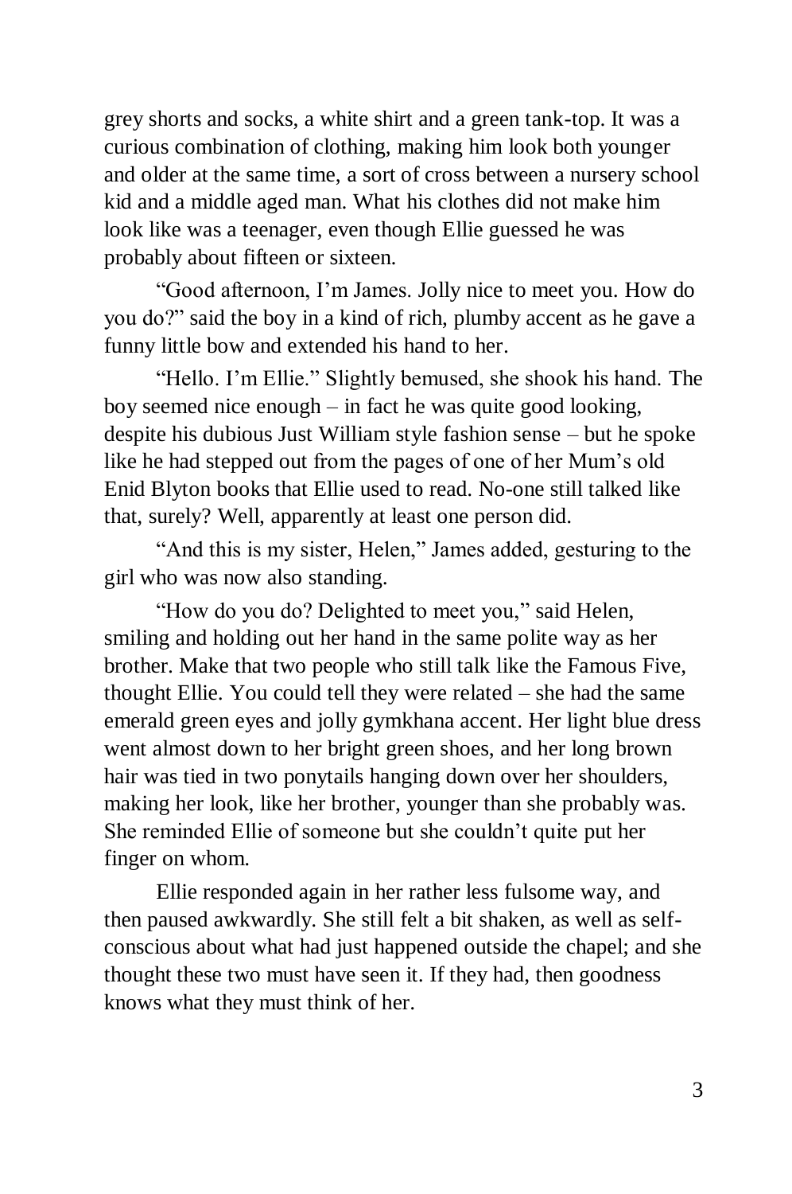grey shorts and socks, a white shirt and a green tank-top. It was a curious combination of clothing, making him look both younger and older at the same time, a sort of cross between a nursery school kid and a middle aged man. What his clothes did not make him look like was a teenager, even though Ellie guessed he was probably about fifteen or sixteen.

"Good afternoon, I'm James. Jolly nice to meet you. How do you do?" said the boy in a kind of rich, plumby accent as he gave a funny little bow and extended his hand to her.

"Hello. I'm Ellie." Slightly bemused, she shook his hand. The boy seemed nice enough – in fact he was quite good looking, despite his dubious Just William style fashion sense – but he spoke like he had stepped out from the pages of one of her Mum's old Enid Blyton books that Ellie used to read. No-one still talked like that, surely? Well, apparently at least one person did.

"And this is my sister, Helen," James added, gesturing to the girl who was now also standing.

"How do you do? Delighted to meet you," said Helen, smiling and holding out her hand in the same polite way as her brother. Make that two people who still talk like the Famous Five, thought Ellie. You could tell they were related – she had the same emerald green eyes and jolly gymkhana accent. Her light blue dress went almost down to her bright green shoes, and her long brown hair was tied in two ponytails hanging down over her shoulders, making her look, like her brother, younger than she probably was. She reminded Ellie of someone but she couldn't quite put her finger on whom.

Ellie responded again in her rather less fulsome way, and then paused awkwardly. She still felt a bit shaken, as well as self-conscious about what had just happened outside the chapel; and she thought these two must have seen it. If they had, then goodness knows what they must think of her.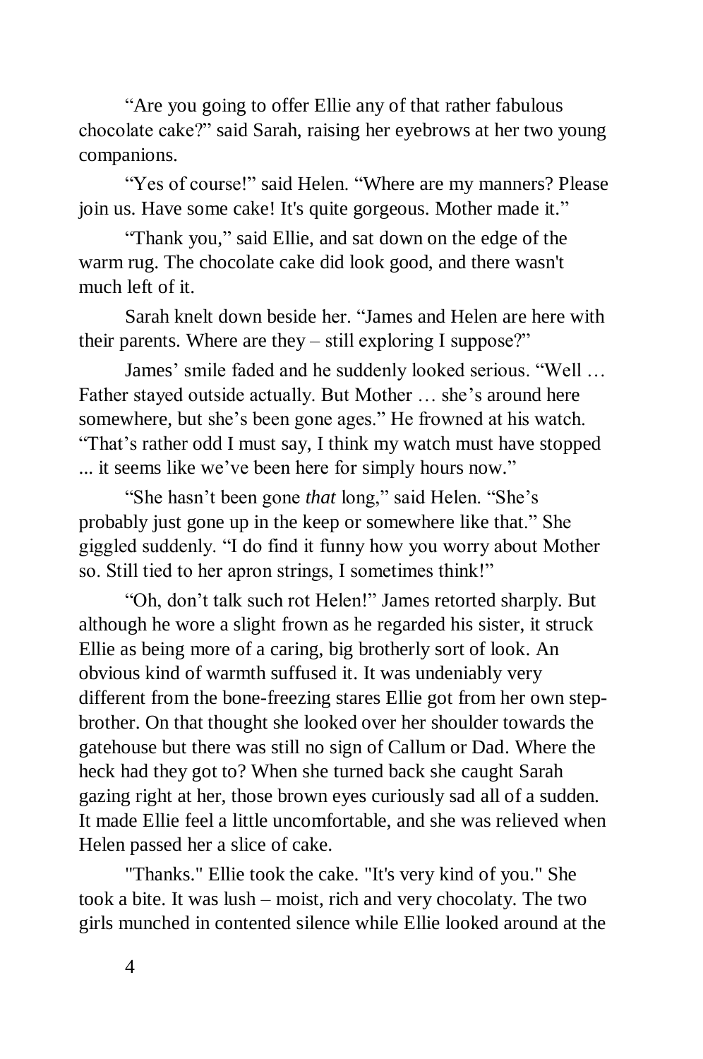“Are you going to offer Ellie any of that rather fabulous chocolate cake?” said Sarah, raising her eyebrows at her two young companions.

“Yes of course!” said Helen. “Where are my manners? Please join us. Have some cake! It's quite gorgeous. Mother made it.”

“Thank you,” said Ellie, and sat down on the edge of the warm rug. The chocolate cake did look good, and there wasn't much left of it.

Sarah knelt down beside her. “James and Helen are here with their parents. Where are they – still exploring I suppose?”

James’ smile faded and he suddenly looked serious. “Well … Father stayed outside actually. But Mother … she’s around here somewhere, but she’s been gone ages.” He frowned at his watch. “That’s rather odd I must say, I think my watch must have stopped ... it seems like we’ve been here for simply hours now.”

“She hasn’t been gone *that* long,” said Helen. “She’s probably just gone up in the keep or somewhere like that.” She giggled suddenly. “I do find it funny how you worry about Mother so. Still tied to her apron strings, I sometimes think!”

“Oh, don’t talk such rot Helen!” James retorted sharply. But although he wore a slight frown as he regarded his sister, it struck Ellie as being more of a caring, big brotherly sort of look. An obvious kind of warmth suffused it. It was undeniably very different from the bone-freezing stares Ellie got from her own step-brother. On that thought she looked over her shoulder towards the gatehouse but there was still no sign of Callum or Dad. Where the heck had they got to? When she turned back she caught Sarah gazing right at her, those brown eyes curiously sad all of a sudden. It made Ellie feel a little uncomfortable, and she was relieved when Helen passed her a slice of cake.

"Thanks." Ellie took the cake. "It's very kind of you." She took a bite. It was lush – moist, rich and very chocolaty. The two girls munched in contented silence while Ellie looked around at the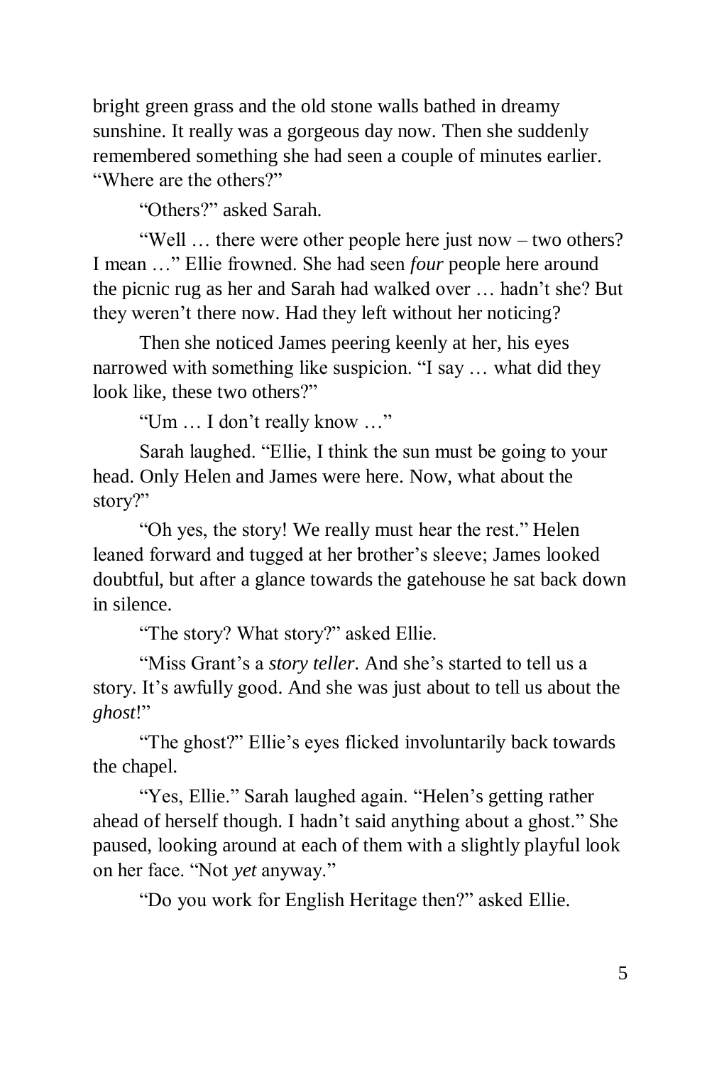bright green grass and the old stone walls bathed in dreamy sunshine. It really was a gorgeous day now. Then she suddenly remembered something she had seen a couple of minutes earlier. "Where are the others?"

"Others?" asked Sarah.

"Well … there were other people here just now – two others? I mean …" Ellie frowned. She had seen *four* people here around the picnic rug as her and Sarah had walked over … hadn't she? But they weren't there now. Had they left without her noticing?

Then she noticed James peering keenly at her, his eyes narrowed with something like suspicion. "I say … what did they look like, these two others?"

"Um … I don't really know …"

Sarah laughed. "Ellie, I think the sun must be going to your head. Only Helen and James were here. Now, what about the story?"

"Oh yes, the story! We really must hear the rest." Helen leaned forward and tugged at her brother's sleeve; James looked doubtful, but after a glance towards the gatehouse he sat back down in silence.

"The story? What story?" asked Ellie.

"Miss Grant's a *story teller.* And she's started to tell us a story. It's awfully good. And she was just about to tell us about the *ghost*!"

"The ghost?" Ellie's eyes flicked involuntarily back towards the chapel.

"Yes, Ellie." Sarah laughed again. "Helen's getting rather ahead of herself though. I hadn't said anything about a ghost." She paused, looking around at each of them with a slightly playful look on her face. "Not *yet* anyway."

"Do you work for English Heritage then?" asked Ellie.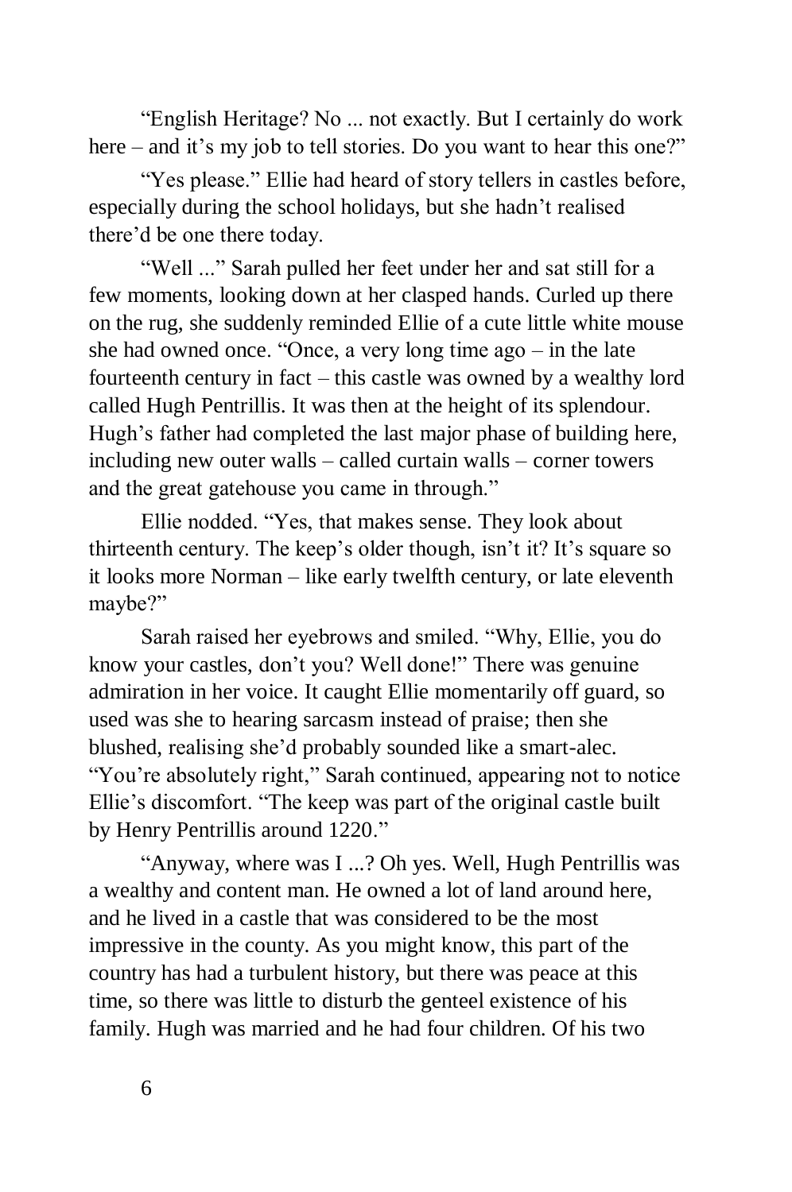“English Heritage? No ... not exactly. But I certainly do work here – and it’s my job to tell stories. Do you want to hear this one?”

“Yes please.” Ellie had heard of story tellers in castles before, especially during the school holidays, but she hadn’t realised there’d be one there today.

“Well ...” Sarah pulled her feet under her and sat still for a few moments, looking down at her clasped hands. Curled up there on the rug, she suddenly reminded Ellie of a cute little white mouse she had owned once. “Once, a very long time ago – in the late fourteenth century in fact – this castle was owned by a wealthy lord called Hugh Pentrillis. It was then at the height of its splendour. Hugh’s father had completed the last major phase of building here, including new outer walls – called curtain walls – corner towers and the great gatehouse you came in through.”

Ellie nodded. “Yes, that makes sense. They look about thirteenth century. The keep’s older though, isn’t it? It’s square so it looks more Norman – like early twelfth century, or late eleventh maybe?”

Sarah raised her eyebrows and smiled. “Why, Ellie, you do know your castles, don’t you? Well done!” There was genuine admiration in her voice. It caught Ellie momentarily off guard, so used was she to hearing sarcasm instead of praise; then she blushed, realising she’d probably sounded like a smart-alec. “You’re absolutely right,” Sarah continued, appearing not to notice Ellie’s discomfort. “The keep was part of the original castle built by Henry Pentrillis around 1220.”

“Anyway, where was I ...? Oh yes. Well, Hugh Pentrillis was a wealthy and content man. He owned a lot of land around here, and he lived in a castle that was considered to be the most impressive in the county. As you might know, this part of the country has had a turbulent history, but there was peace at this time, so there was little to disturb the genteel existence of his family. Hugh was married and he had four children. Of his two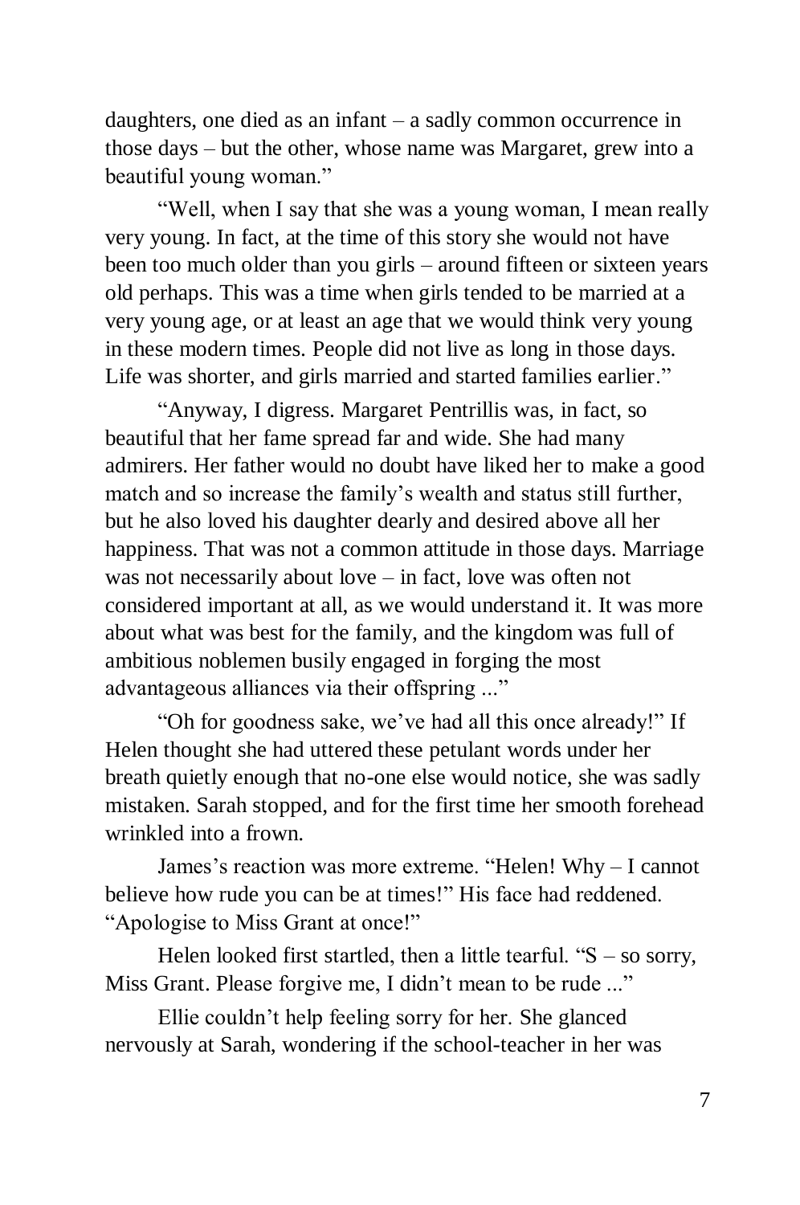daughters, one died as an infant – a sadly common occurrence in those days – but the other, whose name was Margaret, grew into a beautiful young woman."

"Well, when I say that she was a young woman, I mean really very young. In fact, at the time of this story she would not have been too much older than you girls – around fifteen or sixteen years old perhaps. This was a time when girls tended to be married at a very young age, or at least an age that we would think very young in these modern times. People did not live as long in those days. Life was shorter, and girls married and started families earlier."

"Anyway, I digress. Margaret Pentrillis was, in fact, so beautiful that her fame spread far and wide. She had many admirers. Her father would no doubt have liked her to make a good match and so increase the family's wealth and status still further, but he also loved his daughter dearly and desired above all her happiness. That was not a common attitude in those days. Marriage was not necessarily about love – in fact, love was often not considered important at all, as we would understand it. It was more about what was best for the family, and the kingdom was full of ambitious noblemen busily engaged in forging the most advantageous alliances via their offspring ..."

"Oh for goodness sake, we've had all this once already!" If Helen thought she had uttered these petulant words under her breath quietly enough that no-one else would notice, she was sadly mistaken. Sarah stopped, and for the first time her smooth forehead wrinkled into a frown.

James's reaction was more extreme. "Helen! Why – I cannot believe how rude you can be at times!" His face had reddened. "Apologise to Miss Grant at once!"

Helen looked first startled, then a little tearful. "S – so sorry, Miss Grant. Please forgive me, I didn't mean to be rude ..."

Ellie couldn't help feeling sorry for her. She glanced nervously at Sarah, wondering if the school-teacher in her was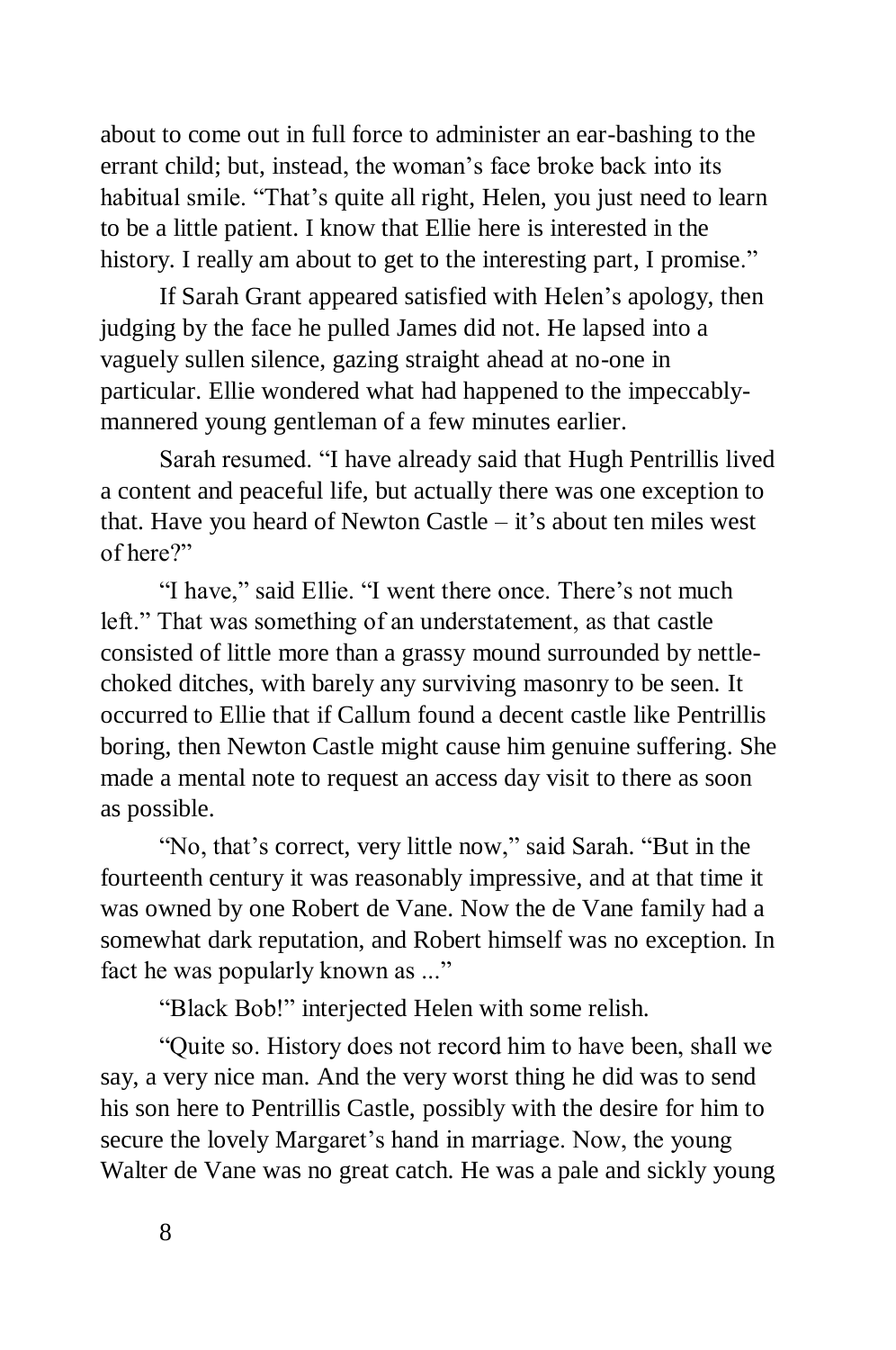about to come out in full force to administer an ear-bashing to the errant child; but, instead, the woman's face broke back into its habitual smile. "That's quite all right, Helen, you just need to learn to be a little patient. I know that Ellie here is interested in the history. I really am about to get to the interesting part, I promise."

If Sarah Grant appeared satisfied with Helen's apology, then judging by the face he pulled James did not. He lapsed into a vaguely sullen silence, gazing straight ahead at no-one in particular. Ellie wondered what had happened to the impeccably-mannered young gentleman of a few minutes earlier.

Sarah resumed. "I have already said that Hugh Pentrillis lived a content and peaceful life, but actually there was one exception to that. Have you heard of Newton Castle – it's about ten miles west of here?"

"I have," said Ellie. "I went there once. There's not much left." That was something of an understatement, as that castle consisted of little more than a grassy mound surrounded by nettle-choked ditches, with barely any surviving masonry to be seen. It occurred to Ellie that if Callum found a decent castle like Pentrillis boring, then Newton Castle might cause him genuine suffering. She made a mental note to request an access day visit to there as soon as possible.

"No, that's correct, very little now," said Sarah. "But in the fourteenth century it was reasonably impressive, and at that time it was owned by one Robert de Vane. Now the de Vane family had a somewhat dark reputation, and Robert himself was no exception. In fact he was popularly known as ..."

"Black Bob!" interjected Helen with some relish.

"Quite so. History does not record him to have been, shall we say, a very nice man. And the very worst thing he did was to send his son here to Pentrillis Castle, possibly with the desire for him to secure the lovely Margaret's hand in marriage. Now, the young Walter de Vane was no great catch. He was a pale and sickly young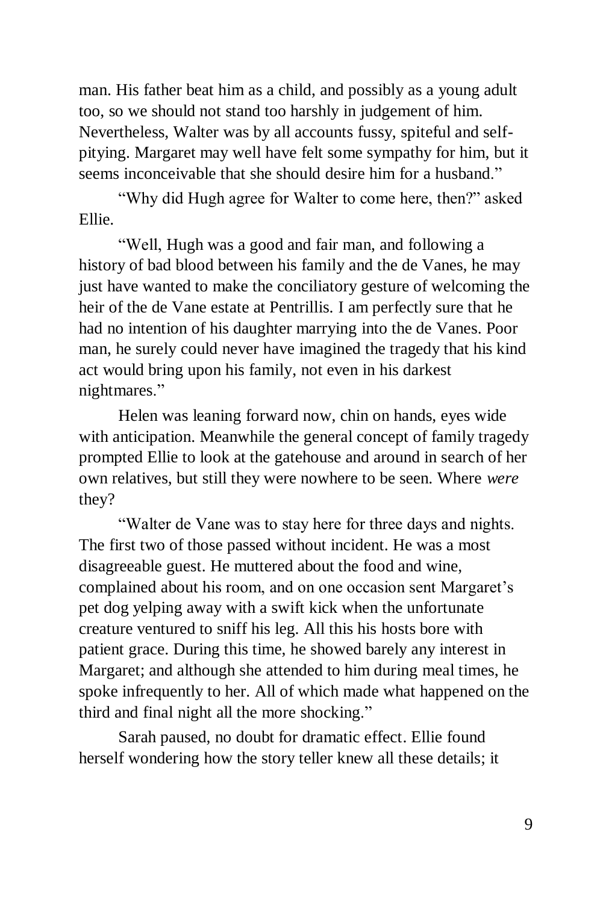man. His father beat him as a child, and possibly as a young adult too, so we should not stand too harshly in judgement of him. Nevertheless, Walter was by all accounts fussy, spiteful and self-pitying. Margaret may well have felt some sympathy for him, but it seems inconceivable that she should desire him for a husband."

"Why did Hugh agree for Walter to come here, then?" asked Ellie.

"Well, Hugh was a good and fair man, and following a history of bad blood between his family and the de Vanes, he may just have wanted to make the conciliatory gesture of welcoming the heir of the de Vane estate at Pentrillis. I am perfectly sure that he had no intention of his daughter marrying into the de Vanes. Poor man, he surely could never have imagined the tragedy that his kind act would bring upon his family, not even in his darkest nightmares."

Helen was leaning forward now, chin on hands, eyes wide with anticipation. Meanwhile the general concept of family tragedy prompted Ellie to look at the gatehouse and around in search of her own relatives, but still they were nowhere to be seen. Where *were* they?

"Walter de Vane was to stay here for three days and nights. The first two of those passed without incident. He was a most disagreeable guest. He muttered about the food and wine, complained about his room, and on one occasion sent Margaret's pet dog yelping away with a swift kick when the unfortunate creature ventured to sniff his leg. All this his hosts bore with patient grace. During this time, he showed barely any interest in Margaret; and although she attended to him during meal times, he spoke infrequently to her. All of which made what happened on the third and final night all the more shocking."

Sarah paused, no doubt for dramatic effect. Ellie found herself wondering how the story teller knew all these details; it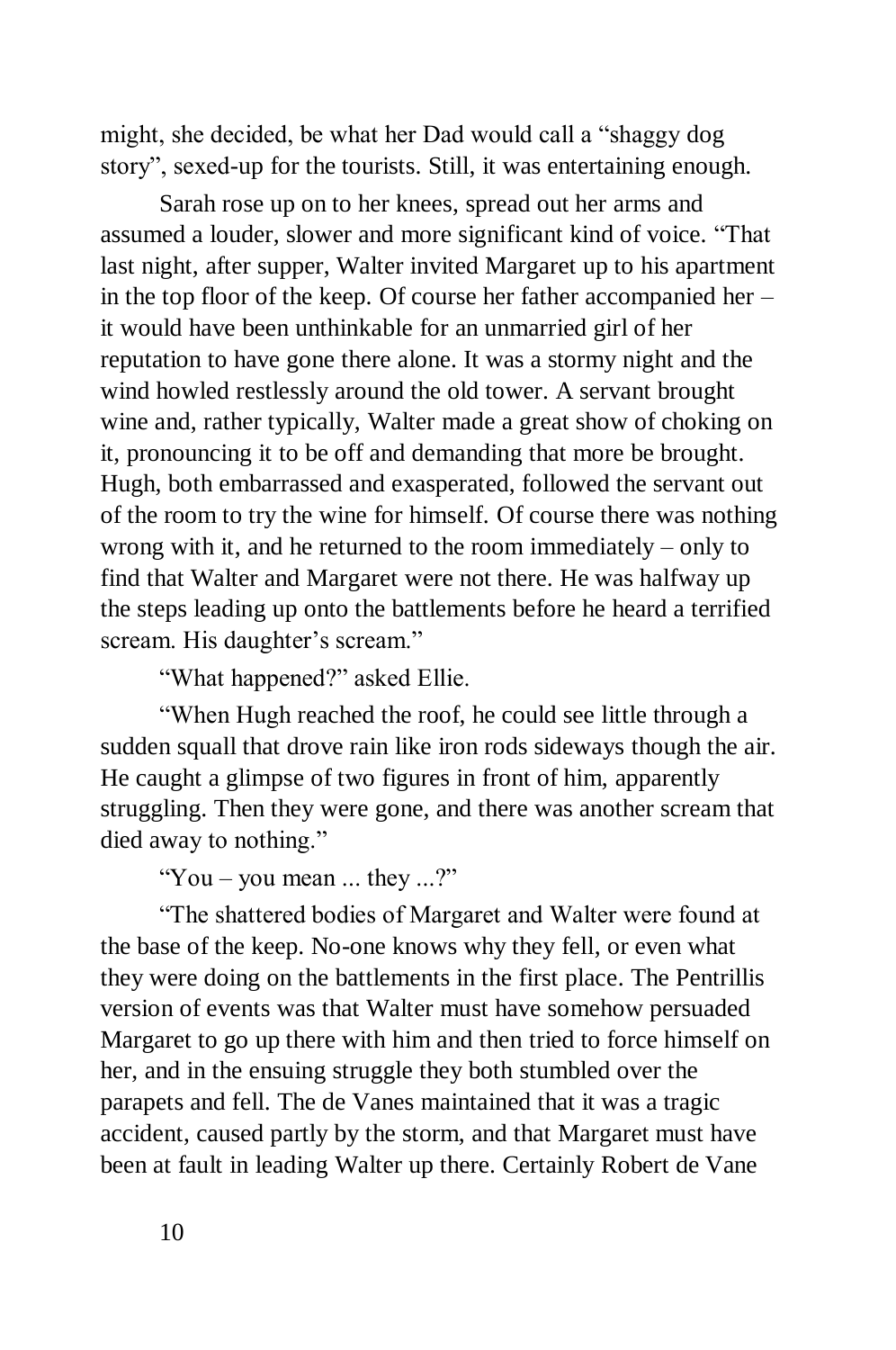might, she decided, be what her Dad would call a “shaggy dog story”, sexed-up for the tourists. Still, it was entertaining enough.

Sarah rose up on to her knees, spread out her arms and assumed a louder, slower and more significant kind of voice. “That last night, after supper, Walter invited Margaret up to his apartment in the top floor of the keep. Of course her father accompanied her – it would have been unthinkable for an unmarried girl of her reputation to have gone there alone. It was a stormy night and the wind howled restlessly around the old tower. A servant brought wine and, rather typically, Walter made a great show of choking on it, pronouncing it to be off and demanding that more be brought. Hugh, both embarrassed and exasperated, followed the servant out of the room to try the wine for himself. Of course there was nothing wrong with it, and he returned to the room immediately – only to find that Walter and Margaret were not there. He was halfway up the steps leading up onto the battlements before he heard a terrified scream. His daughter’s scream.”

“What happened?” asked Ellie.

“When Hugh reached the roof, he could see little through a sudden squall that drove rain like iron rods sideways though the air. He caught a glimpse of two figures in front of him, apparently struggling. Then they were gone, and there was another scream that died away to nothing.”

“You – you mean ... they ...?”

“The shattered bodies of Margaret and Walter were found at the base of the keep. No-one knows why they fell, or even what they were doing on the battlements in the first place. The Pentrillis version of events was that Walter must have somehow persuaded Margaret to go up there with him and then tried to force himself on her, and in the ensuing struggle they both stumbled over the parapets and fell. The de Vanes maintained that it was a tragic accident, caused partly by the storm, and that Margaret must have been at fault in leading Walter up there. Certainly Robert de Vane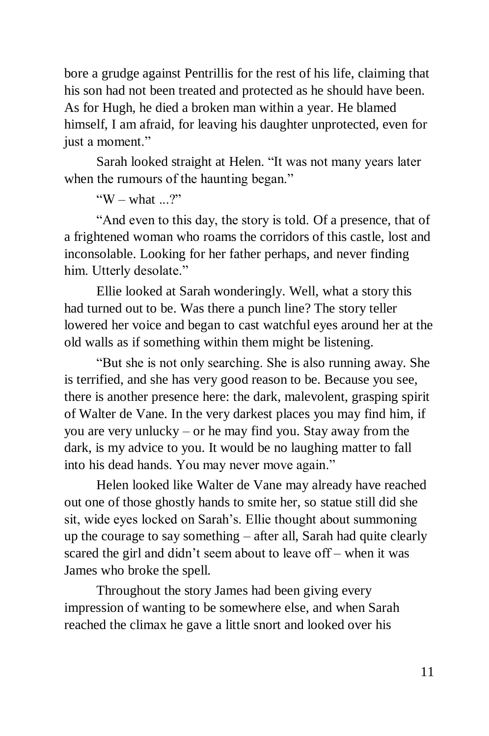bore a grudge against Pentrillis for the rest of his life, claiming that his son had not been treated and protected as he should have been. As for Hugh, he died a broken man within a year. He blamed himself, I am afraid, for leaving his daughter unprotected, even for just a moment."

Sarah looked straight at Helen. "It was not many years later when the rumours of the haunting began."

"W – what ...?"

"And even to this day, the story is told. Of a presence, that of a frightened woman who roams the corridors of this castle, lost and inconsolable. Looking for her father perhaps, and never finding him. Utterly desolate."

Ellie looked at Sarah wonderingly. Well, what a story this had turned out to be. Was there a punch line? The story teller lowered her voice and began to cast watchful eyes around her at the old walls as if something within them might be listening.

"But she is not only searching. She is also running away. She is terrified, and she has very good reason to be. Because you see, there is another presence here: the dark, malevolent, grasping spirit of Walter de Vane. In the very darkest places you may find him, if you are very unlucky – or he may find you. Stay away from the dark, is my advice to you. It would be no laughing matter to fall into his dead hands. You may never move again."

Helen looked like Walter de Vane may already have reached out one of those ghostly hands to smite her, so statue still did she sit, wide eyes locked on Sarah's. Ellie thought about summoning up the courage to say something – after all, Sarah had quite clearly scared the girl and didn't seem about to leave off – when it was James who broke the spell.

Throughout the story James had been giving every impression of wanting to be somewhere else, and when Sarah reached the climax he gave a little snort and looked over his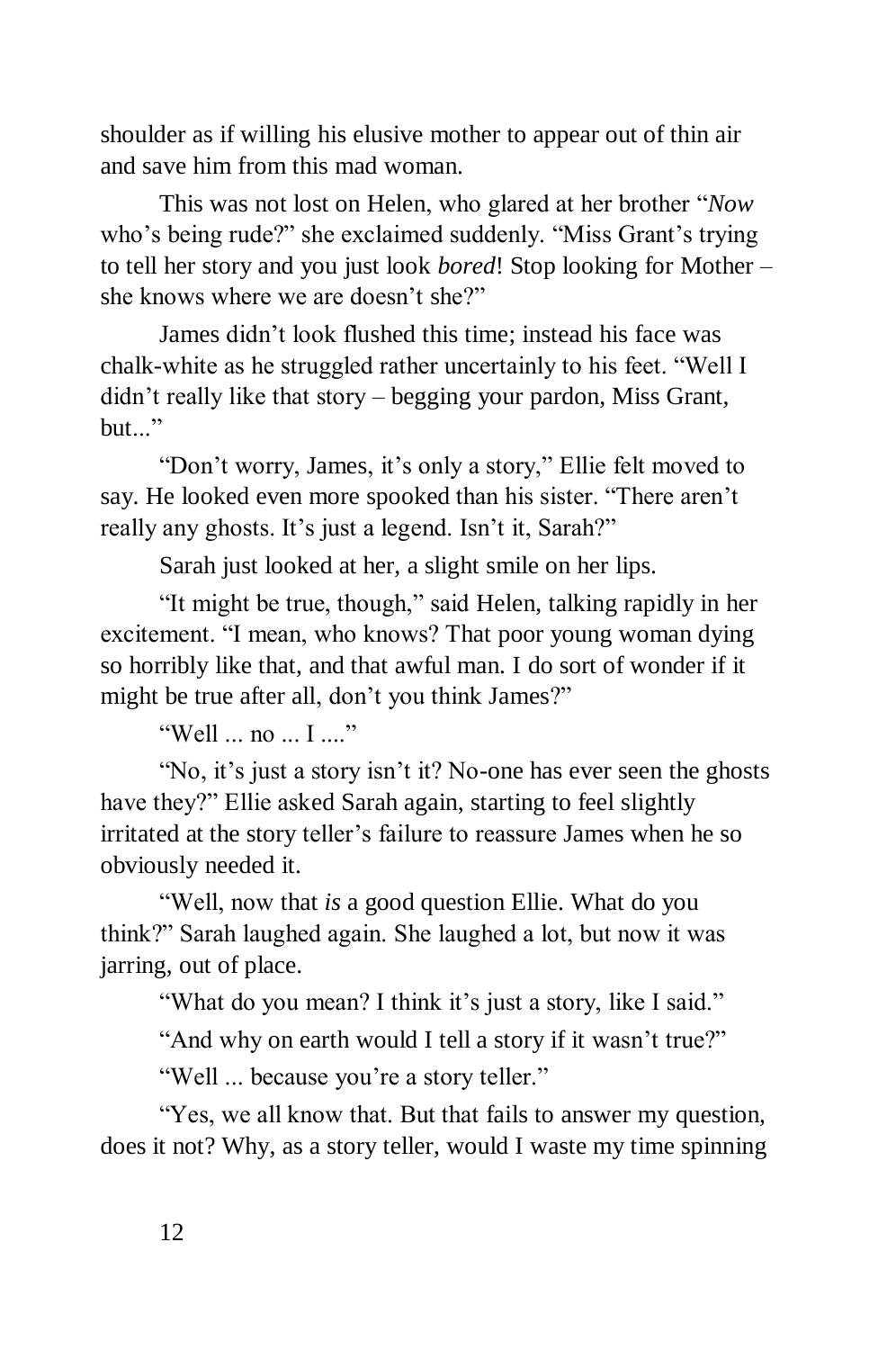shoulder as if willing his elusive mother to appear out of thin air and save him from this mad woman.

This was not lost on Helen, who glared at her brother "*Now* who's being rude?" she exclaimed suddenly. "Miss Grant's trying to tell her story and you just look *bored*! Stop looking for Mother – she knows where we are doesn't she?"

James didn't look flushed this time; instead his face was chalk-white as he struggled rather uncertainly to his feet. "Well I didn't really like that story – begging your pardon, Miss Grant, but..."

"Don't worry, James, it's only a story," Ellie felt moved to say. He looked even more spooked than his sister. "There aren't really any ghosts. It's just a legend. Isn't it, Sarah?"

Sarah just looked at her, a slight smile on her lips.

"It might be true, though," said Helen, talking rapidly in her excitement. "I mean, who knows? That poor young woman dying so horribly like that, and that awful man. I do sort of wonder if it might be true after all, don't you think James?"

"Well ... no ... I ...."

"No, it's just a story isn't it? No-one has ever seen the ghosts have they?" Ellie asked Sarah again, starting to feel slightly irritated at the story teller's failure to reassure James when he so obviously needed it.

"Well, now that *is* a good question Ellie. What do you think?" Sarah laughed again. She laughed a lot, but now it was jarring, out of place.

"What do you mean? I think it's just a story, like I said."

"And why on earth would I tell a story if it wasn't true?"

"Well ... because you're a story teller."

"Yes, we all know that. But that fails to answer my question, does it not? Why, as a story teller, would I waste my time spinning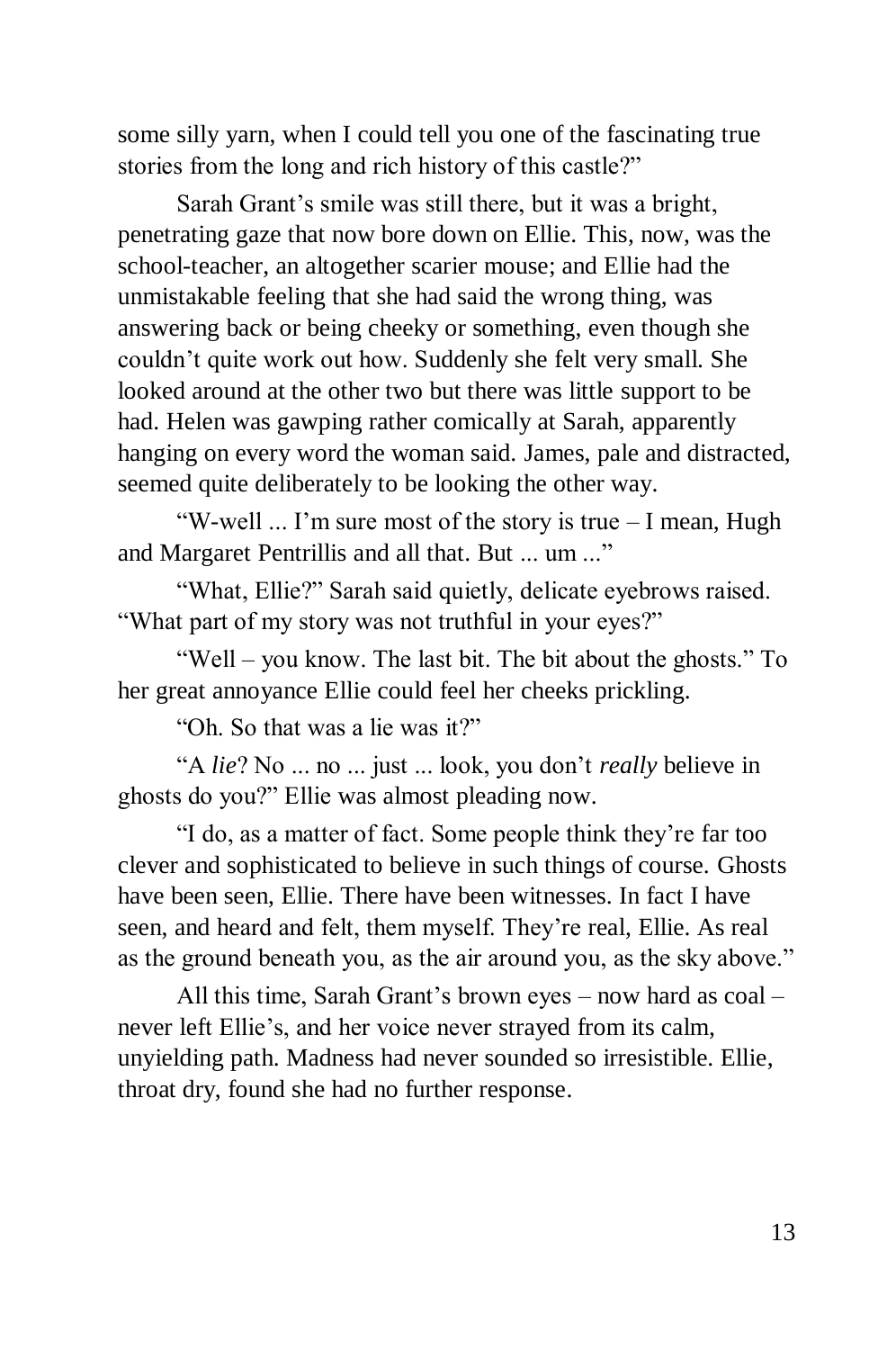some silly yarn, when I could tell you one of the fascinating true stories from the long and rich history of this castle?"

Sarah Grant's smile was still there, but it was a bright, penetrating gaze that now bore down on Ellie. This, now, was the school-teacher, an altogether scarier mouse; and Ellie had the unmistakable feeling that she had said the wrong thing, was answering back or being cheeky or something, even though she couldn't quite work out how. Suddenly she felt very small. She looked around at the other two but there was little support to be had. Helen was gawping rather comically at Sarah, apparently hanging on every word the woman said. James, pale and distracted, seemed quite deliberately to be looking the other way.

"W-well ... I'm sure most of the story is true – I mean, Hugh and Margaret Pentrillis and all that. But ... um ..."

"What, Ellie?" Sarah said quietly, delicate eyebrows raised. "What part of my story was not truthful in your eyes?"

"Well – you know. The last bit. The bit about the ghosts." To her great annoyance Ellie could feel her cheeks prickling.

"Oh. So that was a lie was it?"

"A *lie*? No ... no ... just ... look, you don't *really* believe in ghosts do you?" Ellie was almost pleading now.

"I do, as a matter of fact. Some people think they're far too clever and sophisticated to believe in such things of course. Ghosts have been seen, Ellie. There have been witnesses. In fact I have seen, and heard and felt, them myself. They're real, Ellie. As real as the ground beneath you, as the air around you, as the sky above."

All this time, Sarah Grant's brown eyes – now hard as coal – never left Ellie's, and her voice never strayed from its calm, unyielding path. Madness had never sounded so irresistible. Ellie, throat dry, found she had no further response.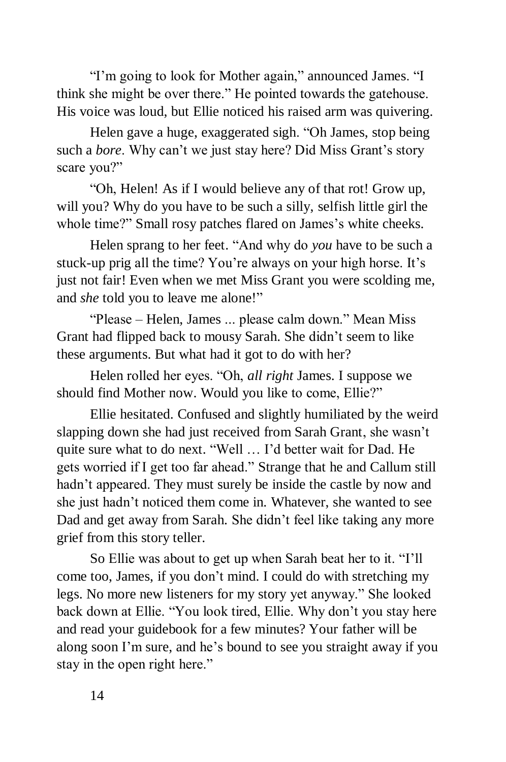"I'm going to look for Mother again," announced James. "I think she might be over there." He pointed towards the gatehouse. His voice was loud, but Ellie noticed his raised arm was quivering.

Helen gave a huge, exaggerated sigh. "Oh James, stop being such a *bore*. Why can't we just stay here? Did Miss Grant's story scare you?"

"Oh, Helen! As if I would believe any of that rot! Grow up, will you? Why do you have to be such a silly, selfish little girl the whole time?" Small rosy patches flared on James's white cheeks.

Helen sprang to her feet. "And why do *you* have to be such a stuck-up prig all the time? You're always on your high horse. It's just not fair! Even when we met Miss Grant you were scolding me, and *she* told you to leave me alone!"

"Please – Helen, James ... please calm down." Mean Miss Grant had flipped back to mousy Sarah. She didn't seem to like these arguments. But what had it got to do with her?

Helen rolled her eyes. "Oh, *all right* James. I suppose we should find Mother now. Would you like to come, Ellie?"

Ellie hesitated. Confused and slightly humiliated by the weird slapping down she had just received from Sarah Grant, she wasn't quite sure what to do next. "Well … I'd better wait for Dad. He gets worried if I get too far ahead." Strange that he and Callum still hadn't appeared. They must surely be inside the castle by now and she just hadn't noticed them come in. Whatever, she wanted to see Dad and get away from Sarah. She didn't feel like taking any more grief from this story teller.

So Ellie was about to get up when Sarah beat her to it. "I'll come too, James, if you don't mind. I could do with stretching my legs. No more new listeners for my story yet anyway." She looked back down at Ellie. "You look tired, Ellie. Why don't you stay here and read your guidebook for a few minutes? Your father will be along soon I'm sure, and he's bound to see you straight away if you stay in the open right here."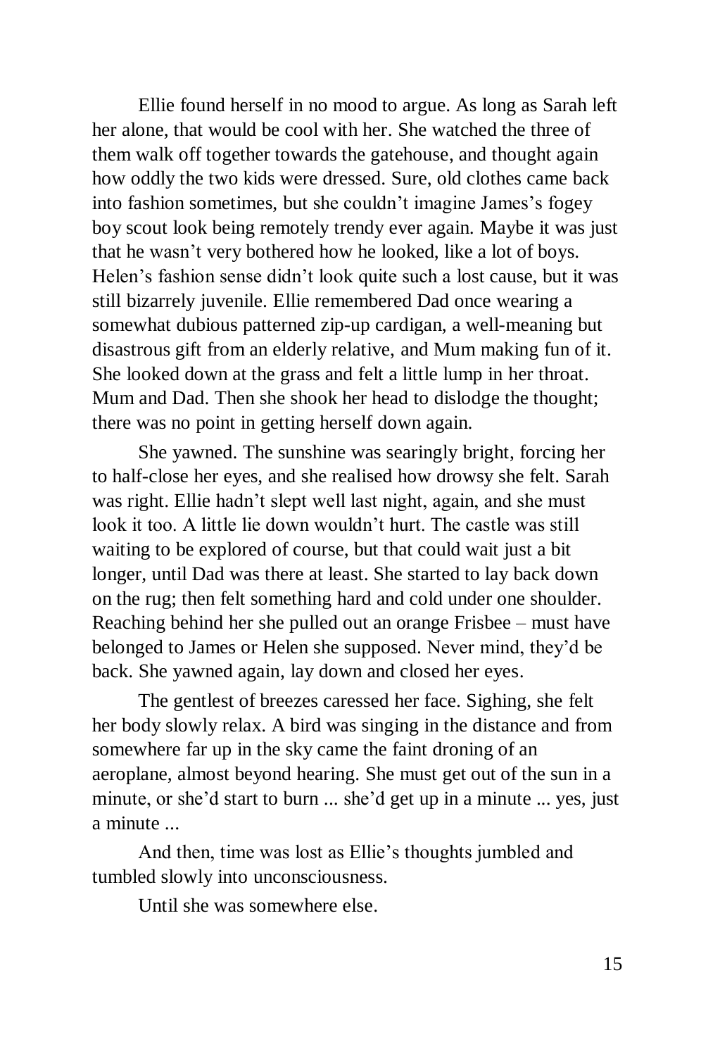Ellie found herself in no mood to argue. As long as Sarah left her alone, that would be cool with her. She watched the three of them walk off together towards the gatehouse, and thought again how oddly the two kids were dressed. Sure, old clothes came back into fashion sometimes, but she couldn't imagine James's fogey boy scout look being remotely trendy ever again. Maybe it was just that he wasn't very bothered how he looked, like a lot of boys. Helen's fashion sense didn't look quite such a lost cause, but it was still bizarrely juvenile. Ellie remembered Dad once wearing a somewhat dubious patterned zip-up cardigan, a well-meaning but disastrous gift from an elderly relative, and Mum making fun of it. She looked down at the grass and felt a little lump in her throat. Mum and Dad. Then she shook her head to dislodge the thought; there was no point in getting herself down again.

She yawned. The sunshine was searingly bright, forcing her to half-close her eyes, and she realised how drowsy she felt. Sarah was right. Ellie hadn't slept well last night, again, and she must look it too. A little lie down wouldn't hurt. The castle was still waiting to be explored of course, but that could wait just a bit longer, until Dad was there at least. She started to lay back down on the rug; then felt something hard and cold under one shoulder. Reaching behind her she pulled out an orange Frisbee – must have belonged to James or Helen she supposed. Never mind, they'd be back. She yawned again, lay down and closed her eyes.

The gentlest of breezes caressed her face. Sighing, she felt her body slowly relax. A bird was singing in the distance and from somewhere far up in the sky came the faint droning of an aeroplane, almost beyond hearing. She must get out of the sun in a minute, or she'd start to burn ... she'd get up in a minute ... yes, just a minute ...

And then, time was lost as Ellie's thoughts jumbled and tumbled slowly into unconsciousness.

Until she was somewhere else.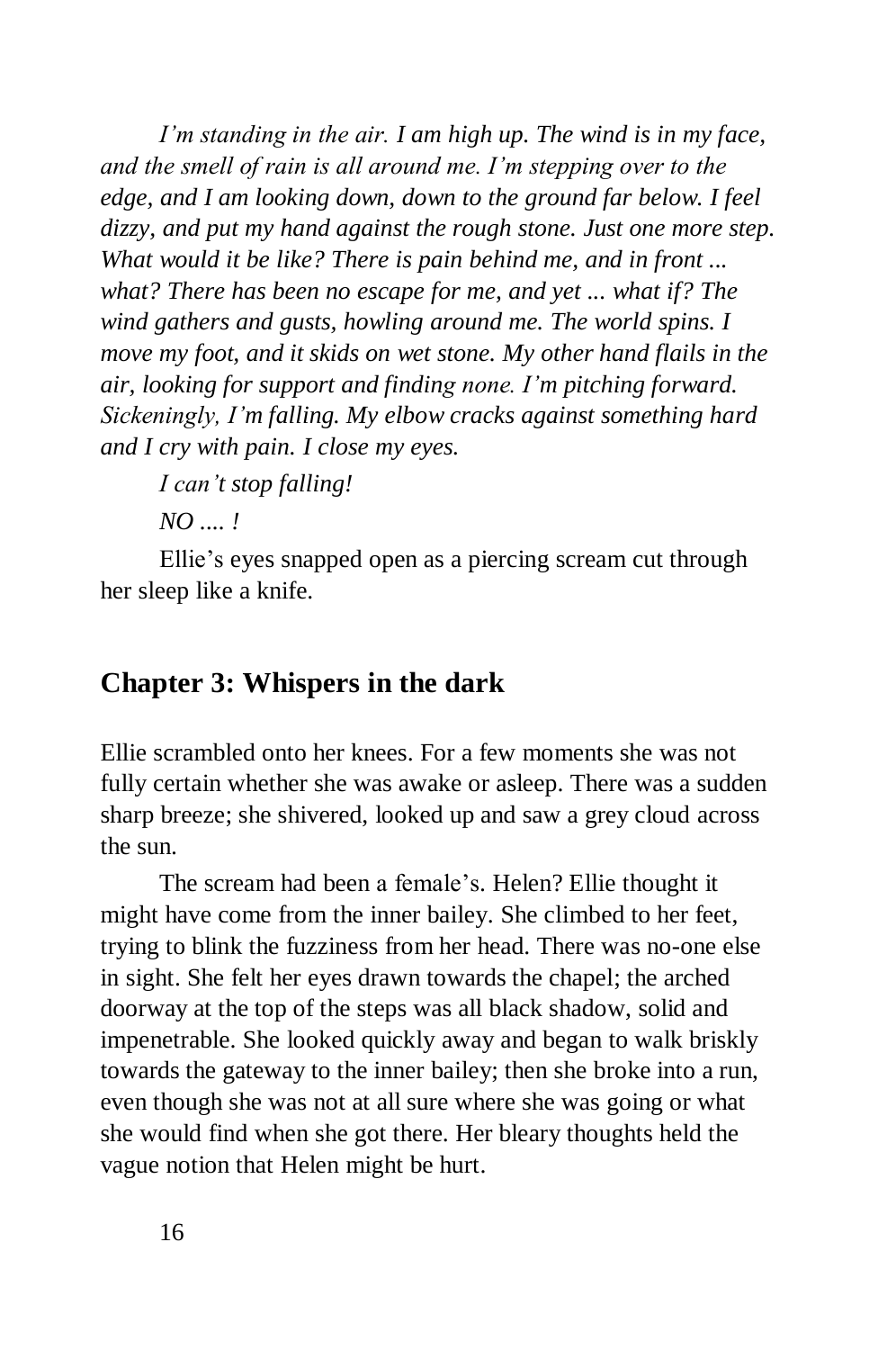*I'm standing in the air. I am high up. The wind is in my face, and the smell of rain is all around me. I'm stepping over to the edge, and I am looking down, down to the ground far below. I feel dizzy, and put my hand against the rough stone. Just one more step. What would it be like? There is pain behind me, and in front ... what? There has been no escape for me, and yet ... what if? The wind gathers and gusts, howling around me. The world spins. I move my foot, and it skids on wet stone. My other hand flails in the air, looking for support and finding none. I'm pitching forward. Sickeningly, I'm falling. My elbow cracks against something hard and I cry with pain. I close my eyes.*

*I can't stop falling!*

*NO .... !*

Ellie's eyes snapped open as a piercing scream cut through her sleep like a knife.

## Chapter 3: Whispers in the dark

Ellie scrambled onto her knees. For a few moments she was not fully certain whether she was awake or asleep. There was a sudden sharp breeze; she shivered, looked up and saw a grey cloud across the sun.

The scream had been a female's. Helen? Ellie thought it might have come from the inner bailey. She climbed to her feet, trying to blink the fuzziness from her head. There was no-one else in sight. She felt her eyes drawn towards the chapel; the arched doorway at the top of the steps was all black shadow, solid and impenetrable. She looked quickly away and began to walk briskly towards the gateway to the inner bailey; then she broke into a run, even though she was not at all sure where she was going or what she would find when she got there. Her bleary thoughts held the vague notion that Helen might be hurt.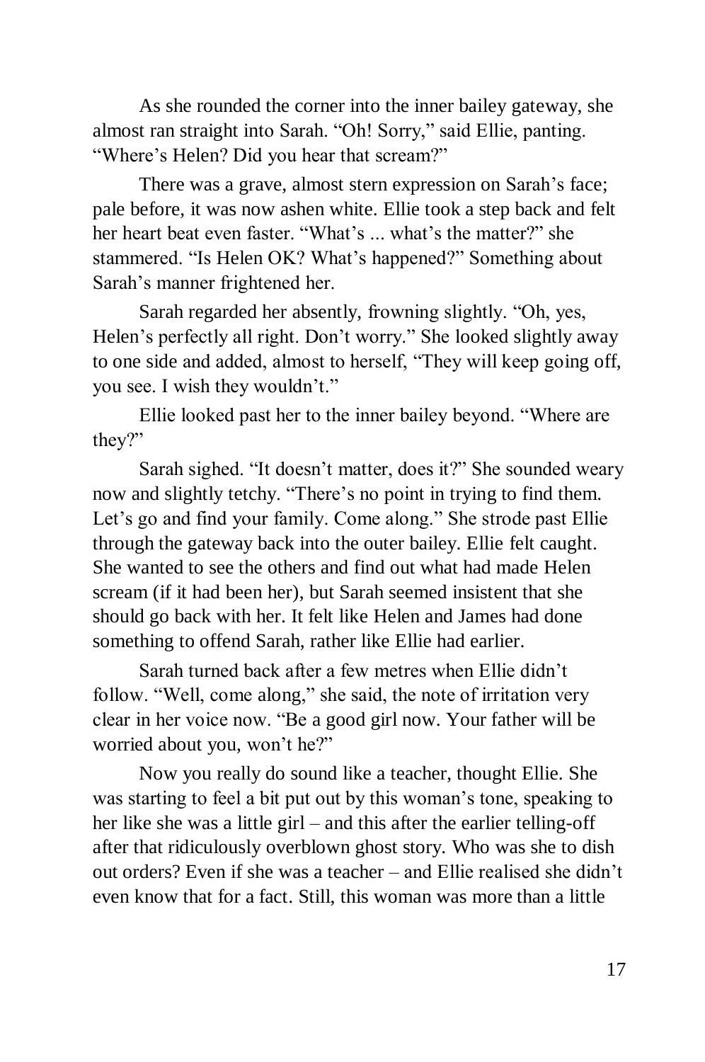As she rounded the corner into the inner bailey gateway, she almost ran straight into Sarah. "Oh! Sorry," said Ellie, panting. "Where's Helen? Did you hear that scream?"

There was a grave, almost stern expression on Sarah's face; pale before, it was now ashen white. Ellie took a step back and felt her heart beat even faster. "What's ... what's the matter?" she stammered. "Is Helen OK? What's happened?" Something about Sarah's manner frightened her.

Sarah regarded her absently, frowning slightly. "Oh, yes, Helen's perfectly all right. Don't worry." She looked slightly away to one side and added, almost to herself, "They will keep going off, you see. I wish they wouldn't."

Ellie looked past her to the inner bailey beyond. "Where are they?"

Sarah sighed. "It doesn't matter, does it?" She sounded weary now and slightly tetchy. "There's no point in trying to find them. Let's go and find your family. Come along." She strode past Ellie through the gateway back into the outer bailey. Ellie felt caught. She wanted to see the others and find out what had made Helen scream (if it had been her), but Sarah seemed insistent that she should go back with her. It felt like Helen and James had done something to offend Sarah, rather like Ellie had earlier.

Sarah turned back after a few metres when Ellie didn't follow. "Well, come along," she said, the note of irritation very clear in her voice now. "Be a good girl now. Your father will be worried about you, won't he?"

Now you really do sound like a teacher, thought Ellie. She was starting to feel a bit put out by this woman's tone, speaking to her like she was a little girl – and this after the earlier telling-off after that ridiculously overblown ghost story. Who was she to dish out orders? Even if she was a teacher – and Ellie realised she didn't even know that for a fact. Still, this woman was more than a little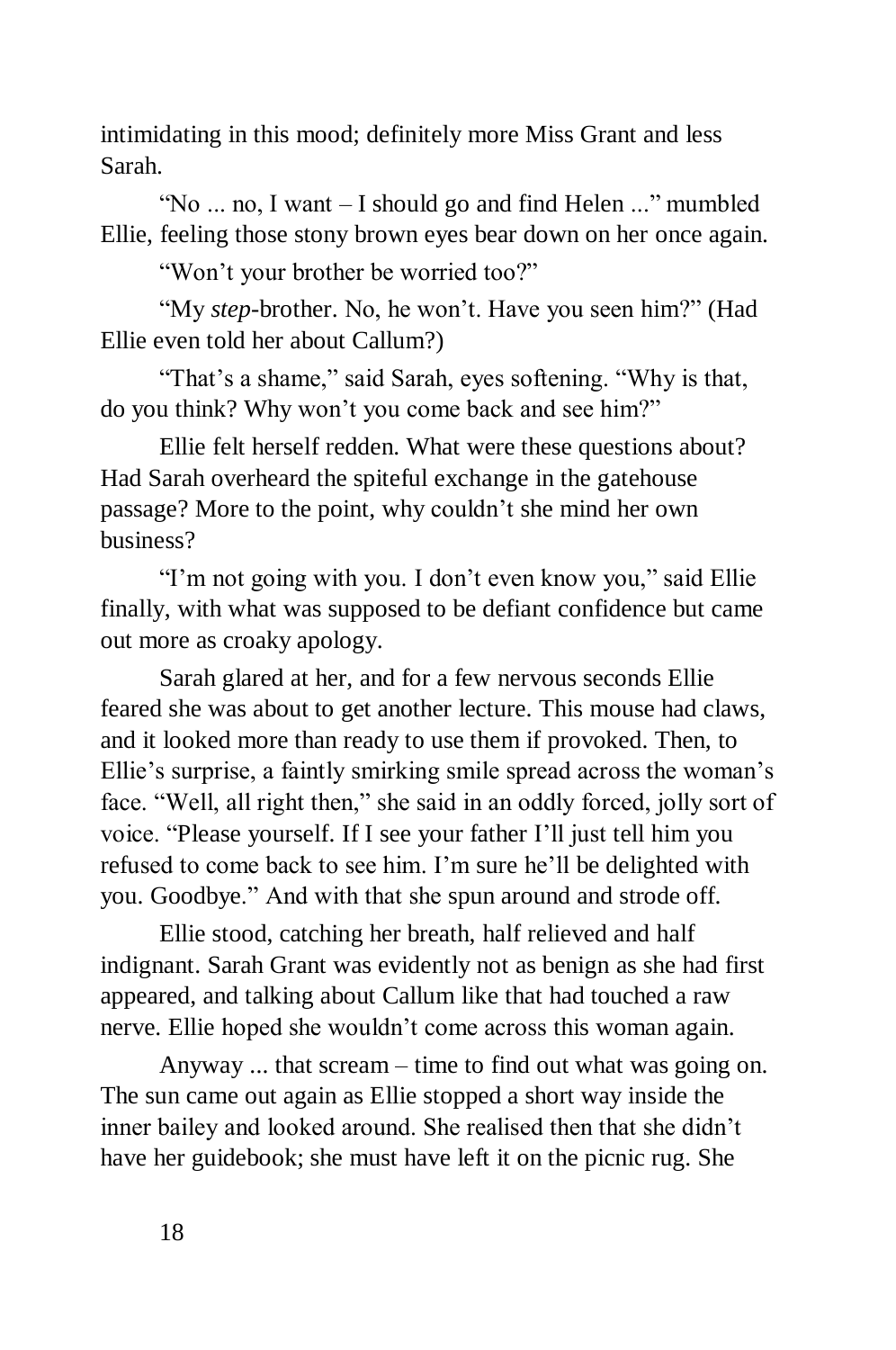intimidating in this mood; definitely more Miss Grant and less Sarah.

"No ... no, I want – I should go and find Helen ..." mumbled Ellie, feeling those stony brown eyes bear down on her once again.

"Won't your brother be worried too?"

"My *step*-brother. No, he won't. Have you seen him?" (Had Ellie even told her about Callum?)

"That's a shame," said Sarah, eyes softening. "Why is that, do you think? Why won't you come back and see him?"

Ellie felt herself redden. What were these questions about? Had Sarah overheard the spiteful exchange in the gatehouse passage? More to the point, why couldn't she mind her own business?

"I'm not going with you. I don't even know you," said Ellie finally, with what was supposed to be defiant confidence but came out more as croaky apology.

Sarah glared at her, and for a few nervous seconds Ellie feared she was about to get another lecture. This mouse had claws, and it looked more than ready to use them if provoked. Then, to Ellie's surprise, a faintly smirking smile spread across the woman's face. "Well, all right then," she said in an oddly forced, jolly sort of voice. "Please yourself. If I see your father I'll just tell him you refused to come back to see him. I'm sure he'll be delighted with you. Goodbye." And with that she spun around and strode off.

Ellie stood, catching her breath, half relieved and half indignant. Sarah Grant was evidently not as benign as she had first appeared, and talking about Callum like that had touched a raw nerve. Ellie hoped she wouldn't come across this woman again.

Anyway ... that scream – time to find out what was going on. The sun came out again as Ellie stopped a short way inside the inner bailey and looked around. She realised then that she didn't have her guidebook; she must have left it on the picnic rug. She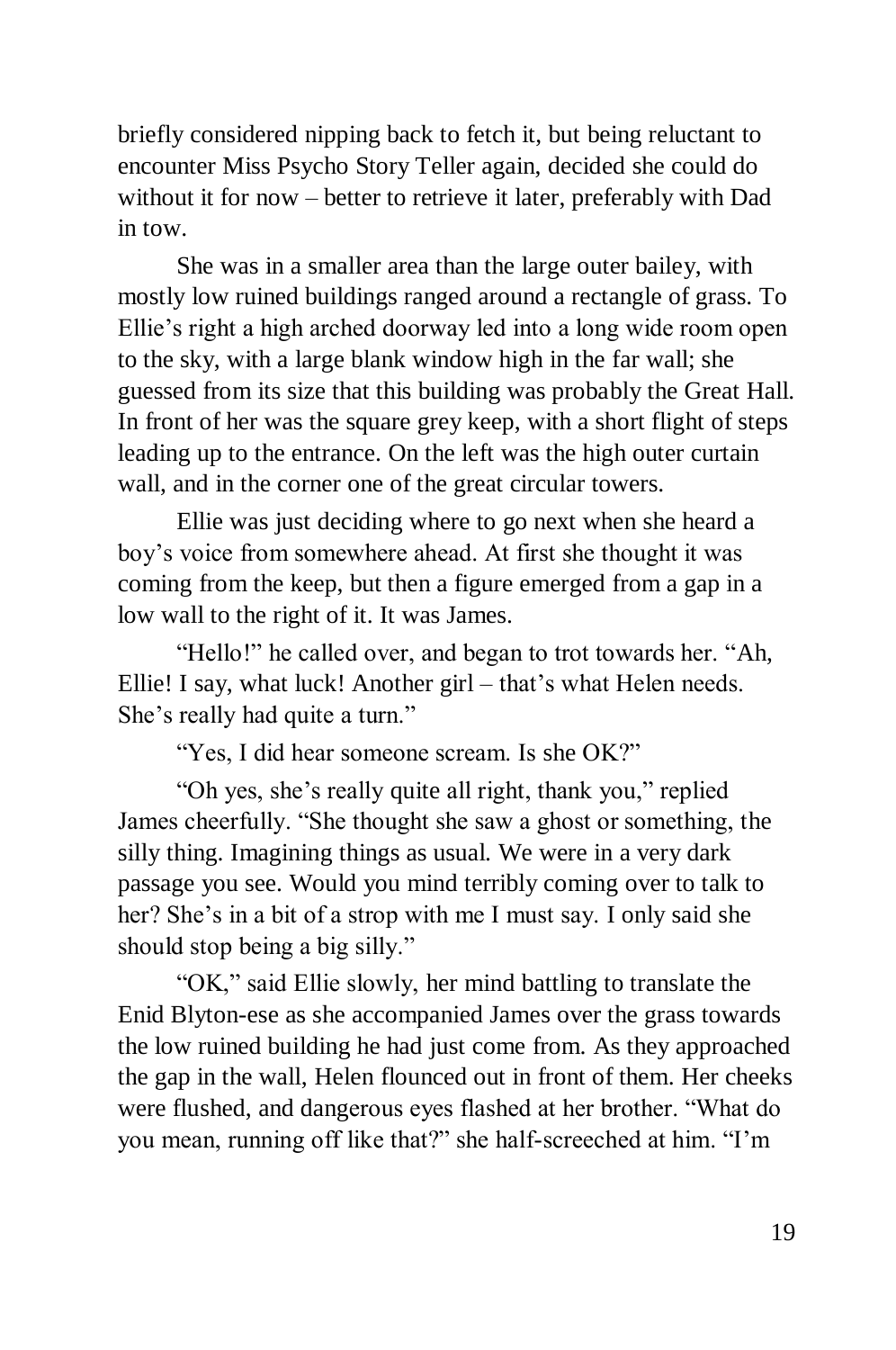briefly considered nipping back to fetch it, but being reluctant to encounter Miss Psycho Story Teller again, decided she could do without it for now – better to retrieve it later, preferably with Dad in tow.

She was in a smaller area than the large outer bailey, with mostly low ruined buildings ranged around a rectangle of grass. To Ellie's right a high arched doorway led into a long wide room open to the sky, with a large blank window high in the far wall; she guessed from its size that this building was probably the Great Hall. In front of her was the square grey keep, with a short flight of steps leading up to the entrance. On the left was the high outer curtain wall, and in the corner one of the great circular towers.

Ellie was just deciding where to go next when she heard a boy's voice from somewhere ahead. At first she thought it was coming from the keep, but then a figure emerged from a gap in a low wall to the right of it. It was James.

"Hello!" he called over, and began to trot towards her. "Ah, Ellie! I say, what luck! Another girl – that's what Helen needs. She's really had quite a turn."

"Yes, I did hear someone scream. Is she OK?"

"Oh yes, she's really quite all right, thank you," replied James cheerfully. "She thought she saw a ghost or something, the silly thing. Imagining things as usual. We were in a very dark passage you see. Would you mind terribly coming over to talk to her? She's in a bit of a strop with me I must say. I only said she should stop being a big silly."

"OK," said Ellie slowly, her mind battling to translate the Enid Blyton-ese as she accompanied James over the grass towards the low ruined building he had just come from. As they approached the gap in the wall, Helen flounced out in front of them. Her cheeks were flushed, and dangerous eyes flashed at her brother. "What do you mean, running off like that?" she half-screeched at him. "I'm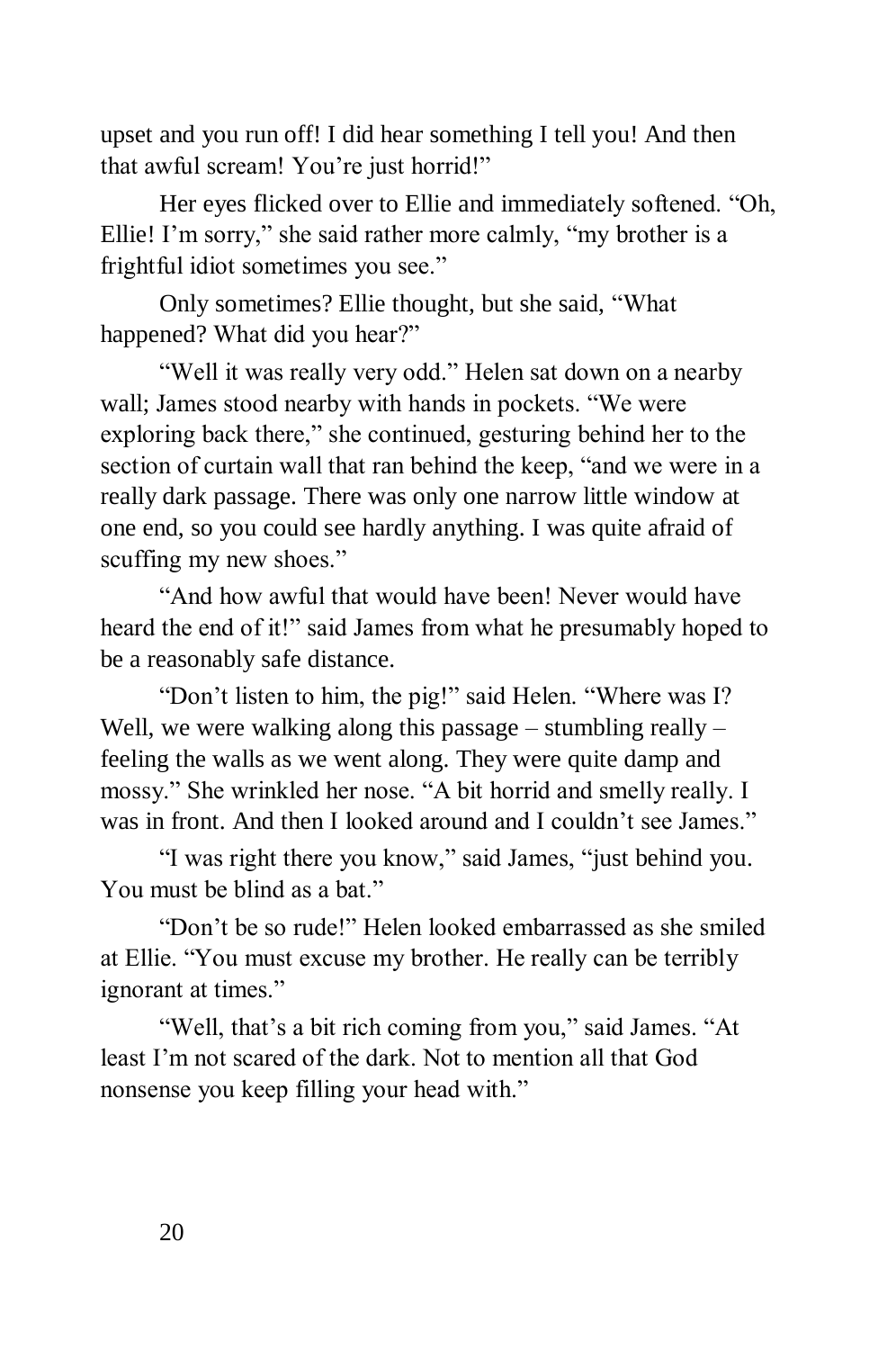upset and you run off! I did hear something I tell you! And then that awful scream! You're just horrid!"

Her eyes flicked over to Ellie and immediately softened. "Oh, Ellie! I'm sorry," she said rather more calmly, "my brother is a frightful idiot sometimes you see."

Only sometimes? Ellie thought, but she said, "What happened? What did you hear?"

"Well it was really very odd." Helen sat down on a nearby wall; James stood nearby with hands in pockets. "We were exploring back there," she continued, gesturing behind her to the section of curtain wall that ran behind the keep, "and we were in a really dark passage. There was only one narrow little window at one end, so you could see hardly anything. I was quite afraid of scuffing my new shoes."

"And how awful that would have been! Never would have heard the end of it!" said James from what he presumably hoped to be a reasonably safe distance.

"Don't listen to him, the pig!" said Helen. "Where was I? Well, we were walking along this passage – stumbling really – feeling the walls as we went along. They were quite damp and mossy." She wrinkled her nose. "A bit horrid and smelly really. I was in front. And then I looked around and I couldn't see James."

"I was right there you know," said James, "just behind you. You must be blind as a bat."

"Don't be so rude!" Helen looked embarrassed as she smiled at Ellie. "You must excuse my brother. He really can be terribly ignorant at times."

"Well, that's a bit rich coming from you," said James. "At least I'm not scared of the dark. Not to mention all that God nonsense you keep filling your head with."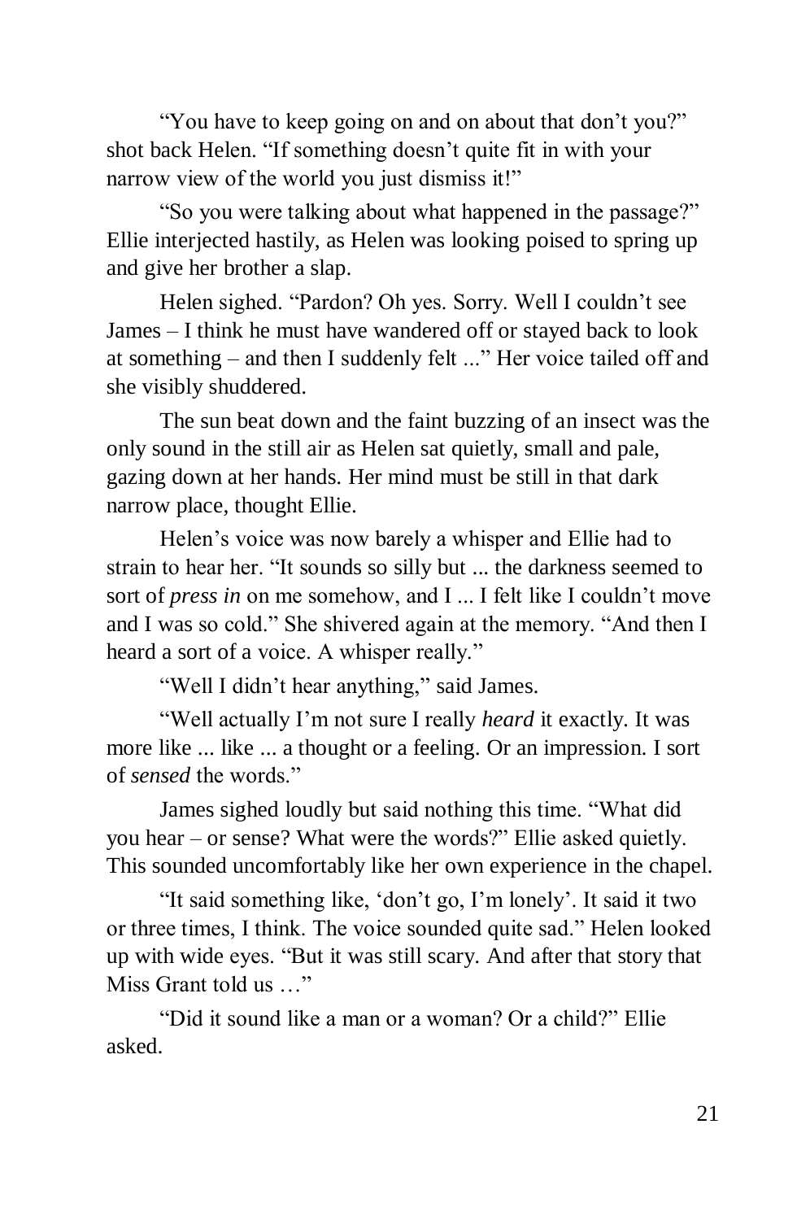"You have to keep going on and on about that don't you?" shot back Helen. "If something doesn't quite fit in with your narrow view of the world you just dismiss it!"

"So you were talking about what happened in the passage?" Ellie interjected hastily, as Helen was looking poised to spring up and give her brother a slap.

Helen sighed. "Pardon? Oh yes. Sorry. Well I couldn't see James – I think he must have wandered off or stayed back to look at something – and then I suddenly felt ..." Her voice tailed off and she visibly shuddered.

The sun beat down and the faint buzzing of an insect was the only sound in the still air as Helen sat quietly, small and pale, gazing down at her hands. Her mind must be still in that dark narrow place, thought Ellie.

Helen's voice was now barely a whisper and Ellie had to strain to hear her. "It sounds so silly but ... the darkness seemed to sort of *press in* on me somehow, and I ... I felt like I couldn't move and I was so cold." She shivered again at the memory. "And then I heard a sort of a voice. A whisper really."

"Well I didn't hear anything," said James.

"Well actually I'm not sure I really *heard* it exactly. It was more like ... like ... a thought or a feeling. Or an impression. I sort of *sensed* the words."

James sighed loudly but said nothing this time. "What did you hear – or sense? What were the words?" Ellie asked quietly. This sounded uncomfortably like her own experience in the chapel.

"It said something like, 'don't go, I'm lonely'. It said it two or three times, I think. The voice sounded quite sad." Helen looked up with wide eyes. "But it was still scary. And after that story that Miss Grant told us …"

"Did it sound like a man or a woman? Or a child?" Ellie asked.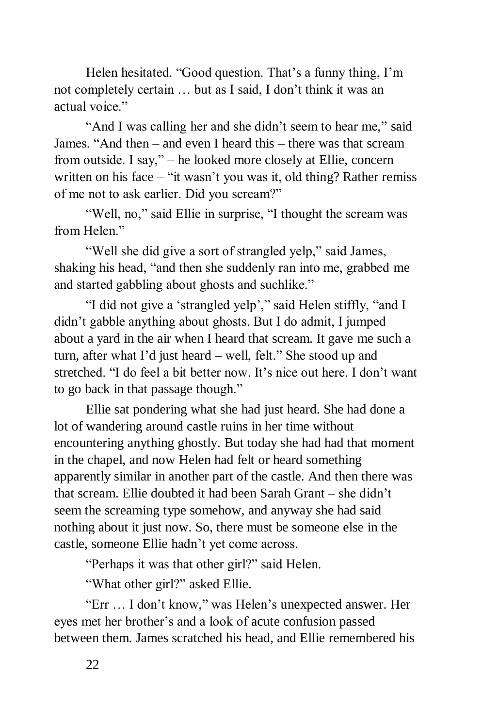Helen hesitated. "Good question. That's a funny thing, I'm not completely certain … but as I said, I don't think it was an actual voice."

"And I was calling her and she didn't seem to hear me," said James. "And then – and even I heard this – there was that scream from outside. I say," – he looked more closely at Ellie, concern written on his face – "it wasn't you was it, old thing? Rather remiss of me not to ask earlier. Did you scream?"

"Well, no," said Ellie in surprise, "I thought the scream was from Helen."

"Well she did give a sort of strangled yelp," said James, shaking his head, "and then she suddenly ran into me, grabbed me and started gabbling about ghosts and suchlike."

"I did not give a 'strangled yelp'," said Helen stiffly, "and I didn't gabble anything about ghosts. But I do admit, I jumped about a yard in the air when I heard that scream. It gave me such a turn, after what I'd just heard – well, felt." She stood up and stretched. "I do feel a bit better now. It's nice out here. I don't want to go back in that passage though."

Ellie sat pondering what she had just heard. She had done a lot of wandering around castle ruins in her time without encountering anything ghostly. But today she had had that moment in the chapel, and now Helen had felt or heard something apparently similar in another part of the castle. And then there was that scream. Ellie doubted it had been Sarah Grant – she didn't seem the screaming type somehow, and anyway she had said nothing about it just now. So, there must be someone else in the castle, someone Ellie hadn't yet come across.

"Perhaps it was that other girl?" said Helen.

"What other girl?" asked Ellie.

"Err … I don't know," was Helen's unexpected answer. Her eyes met her brother's and a look of acute confusion passed between them. James scratched his head, and Ellie remembered his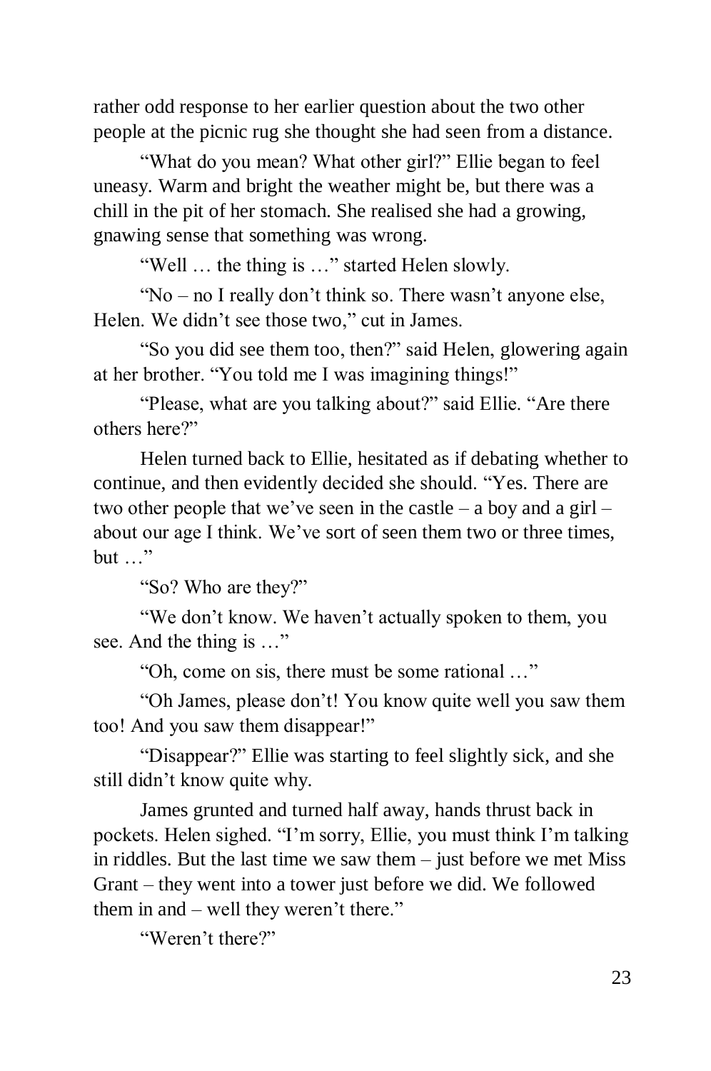rather odd response to her earlier question about the two other people at the picnic rug she thought she had seen from a distance.

"What do you mean? What other girl?" Ellie began to feel uneasy. Warm and bright the weather might be, but there was a chill in the pit of her stomach. She realised she had a growing, gnawing sense that something was wrong.

"Well … the thing is …" started Helen slowly.

"No – no I really don't think so. There wasn't anyone else, Helen. We didn't see those two," cut in James.

"So you did see them too, then?" said Helen, glowering again at her brother. "You told me I was imagining things!"

"Please, what are you talking about?" said Ellie. "Are there others here?"

Helen turned back to Ellie, hesitated as if debating whether to continue, and then evidently decided she should. "Yes. There are two other people that we've seen in the castle – a boy and a girl – about our age I think. We've sort of seen them two or three times, but …"

"So? Who are they?"

"We don't know. We haven't actually spoken to them, you see. And the thing is …"

"Oh, come on sis, there must be some rational …"

"Oh James, please don't! You know quite well you saw them too! And you saw them disappear!"

"Disappear?" Ellie was starting to feel slightly sick, and she still didn't know quite why.

James grunted and turned half away, hands thrust back in pockets. Helen sighed. "I'm sorry, Ellie, you must think I'm talking in riddles. But the last time we saw them – just before we met Miss Grant – they went into a tower just before we did. We followed them in and – well they weren't there."

"Weren't there?"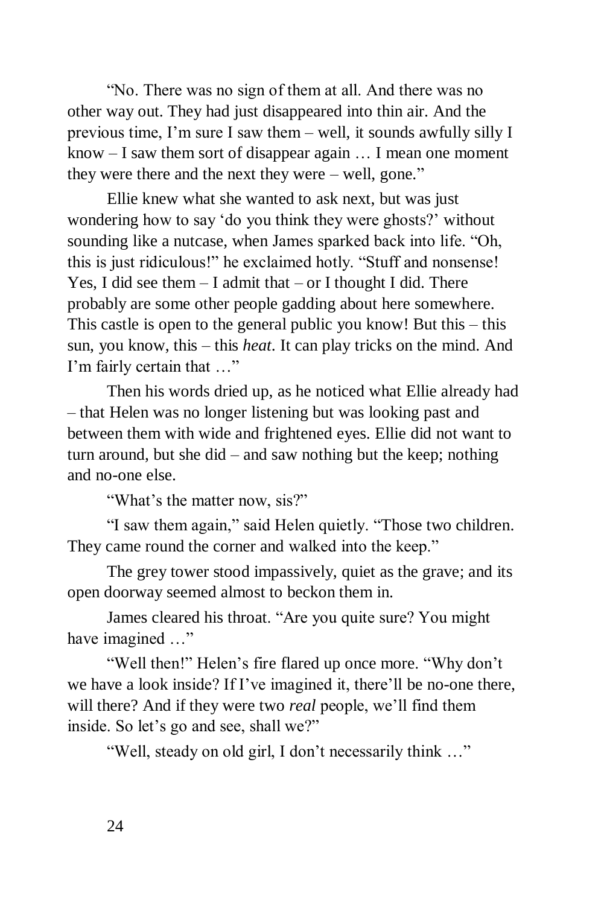“No. There was no sign of them at all. And there was no other way out. They had just disappeared into thin air. And the previous time, I’m sure I saw them – well, it sounds awfully silly I know – I saw them sort of disappear again … I mean one moment they were there and the next they were – well, gone.”

Ellie knew what she wanted to ask next, but was just wondering how to say ‘do you think they were ghosts?’ without sounding like a nutcase, when James sparked back into life. “Oh, this is just ridiculous!” he exclaimed hotly. “Stuff and nonsense! Yes, I did see them – I admit that – or I thought I did. There probably are some other people gadding about here somewhere. This castle is open to the general public you know! But this – this sun, you know, this – this *heat*. It can play tricks on the mind. And I’m fairly certain that …”

Then his words dried up, as he noticed what Ellie already had – that Helen was no longer listening but was looking past and between them with wide and frightened eyes. Ellie did not want to turn around, but she did – and saw nothing but the keep; nothing and no-one else.

“What’s the matter now, sis?”

“I saw them again,” said Helen quietly. “Those two children. They came round the corner and walked into the keep.”

The grey tower stood impassively, quiet as the grave; and its open doorway seemed almost to beckon them in.

James cleared his throat. “Are you quite sure? You might have imagined …”

“Well then!” Helen’s fire flared up once more. “Why don’t we have a look inside? If I’ve imagined it, there’ll be no-one there, will there? And if they were two *real* people, we’ll find them inside. So let’s go and see, shall we?”

“Well, steady on old girl, I don’t necessarily think …”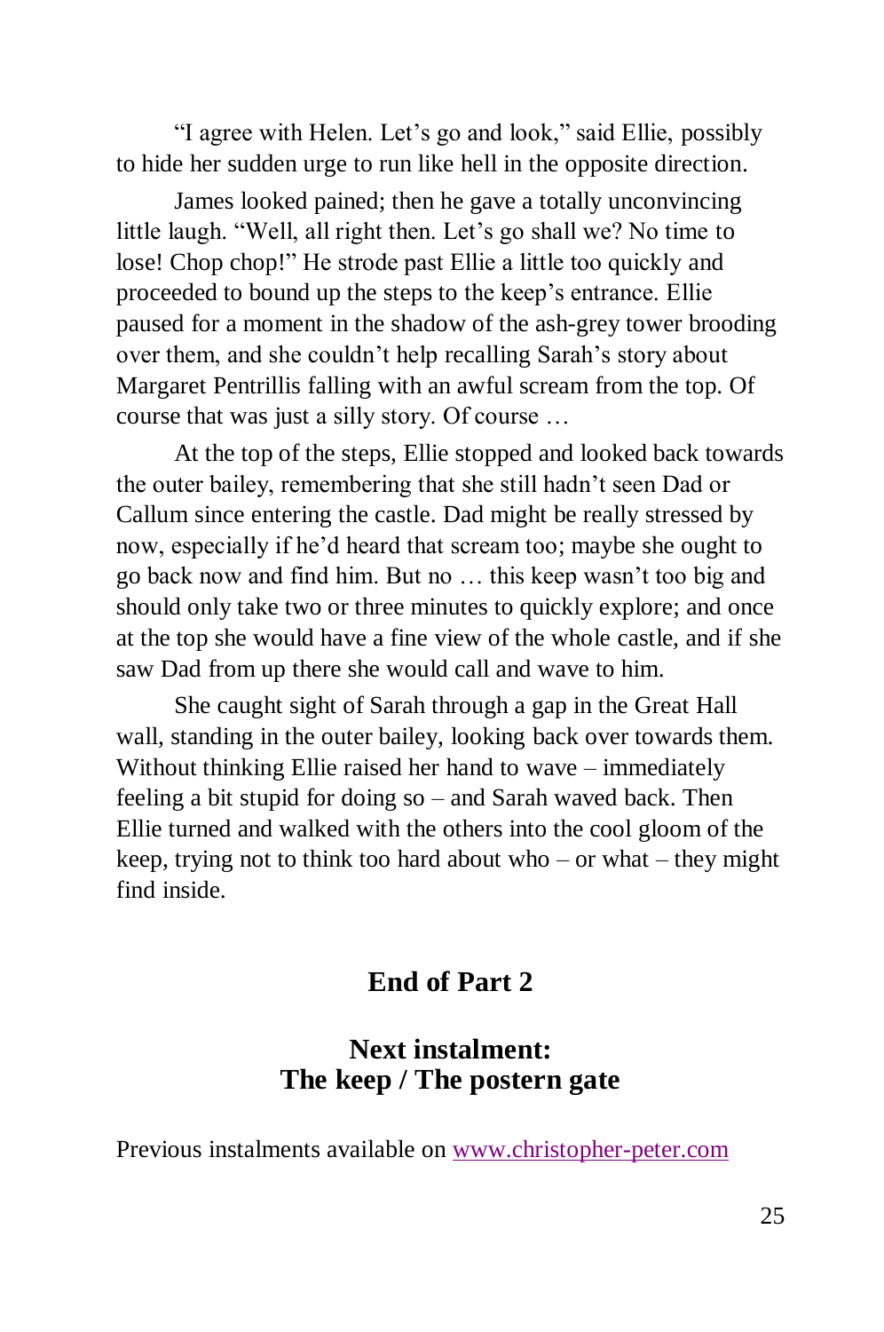"I agree with Helen. Let's go and look," said Ellie, possibly to hide her sudden urge to run like hell in the opposite direction.

James looked pained; then he gave a totally unconvincing little laugh. "Well, all right then. Let's go shall we? No time to lose! Chop chop!" He strode past Ellie a little too quickly and proceeded to bound up the steps to the keep's entrance. Ellie paused for a moment in the shadow of the ash-grey tower brooding over them, and she couldn't help recalling Sarah's story about Margaret Pentrillis falling with an awful scream from the top. Of course that was just a silly story. Of course …

At the top of the steps, Ellie stopped and looked back towards the outer bailey, remembering that she still hadn't seen Dad or Callum since entering the castle. Dad might be really stressed by now, especially if he'd heard that scream too; maybe she ought to go back now and find him. But no … this keep wasn't too big and should only take two or three minutes to quickly explore; and once at the top she would have a fine view of the whole castle, and if she saw Dad from up there she would call and wave to him.

She caught sight of Sarah through a gap in the Great Hall wall, standing in the outer bailey, looking back over towards them. Without thinking Ellie raised her hand to wave – immediately feeling a bit stupid for doing so – and Sarah waved back. Then Ellie turned and walked with the others into the cool gloom of the keep, trying not to think too hard about who – or what – they might find inside.

## End of Part 2

### Next instalment: The keep / The postern gate

Previous instalments available on [www.christopher-peter.com](http://www.christopher-peter.com)